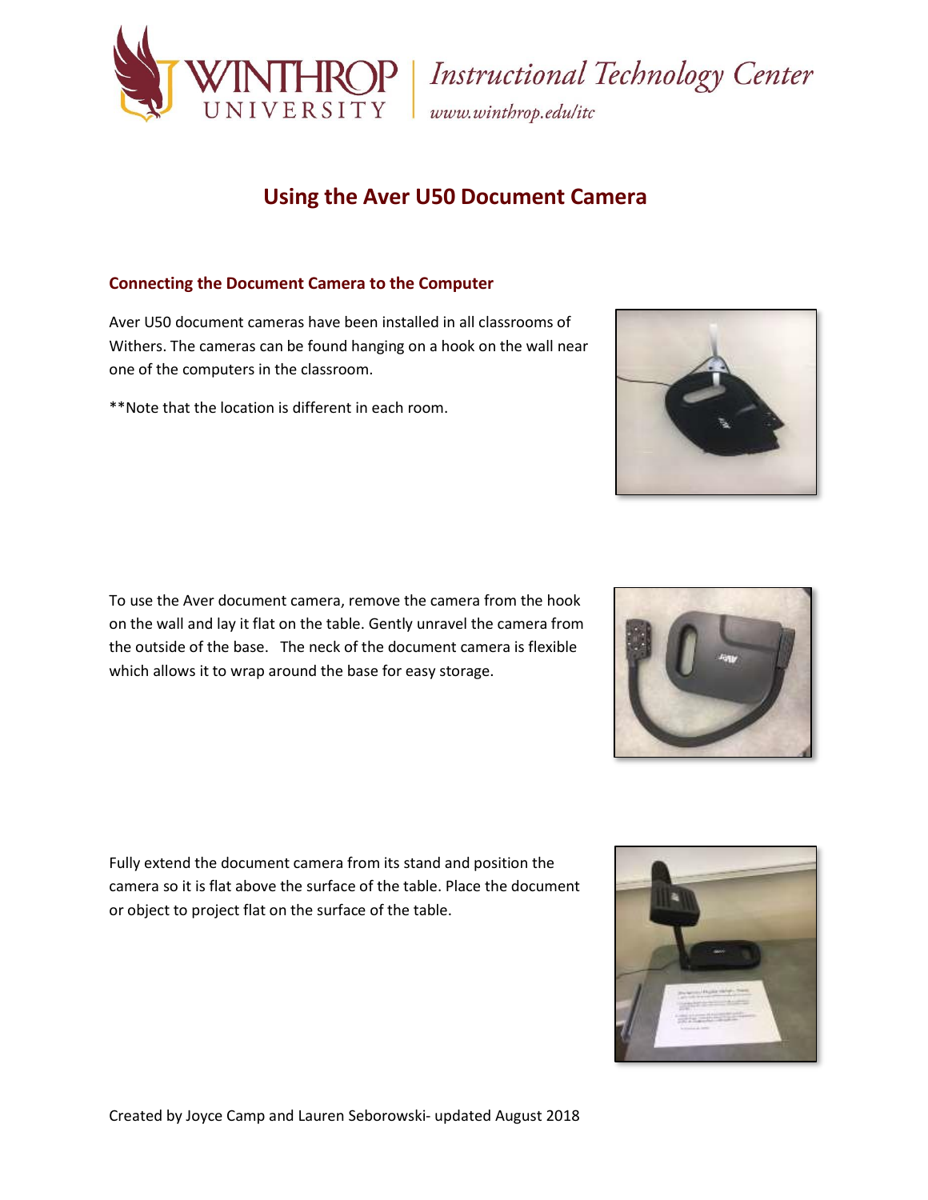# Using the Aver U50 Document Camera

## Connecting the Document Camera to the Computer

Aver U50 document cameras have been installed in all classrooms of Withers. The cameras can be found hanging on a hook on the wall near one of the computers in the classroom.

**Note that the location is different in each room.

To use the Aver document camera, remove the camera from the hook on the wall and lay it flat on the table. Gently unravel the camera from the outside of the base. The neck of the document camera is flexible which allows it to wrap around the base for easy storage.

Fully extend the document camera from its stand and position the camera so it is flat above the surface of the table. Place the document or object to project flat on the surface of the table.

Created by Joyce Camp and Lauren Seborowski- updated August 2018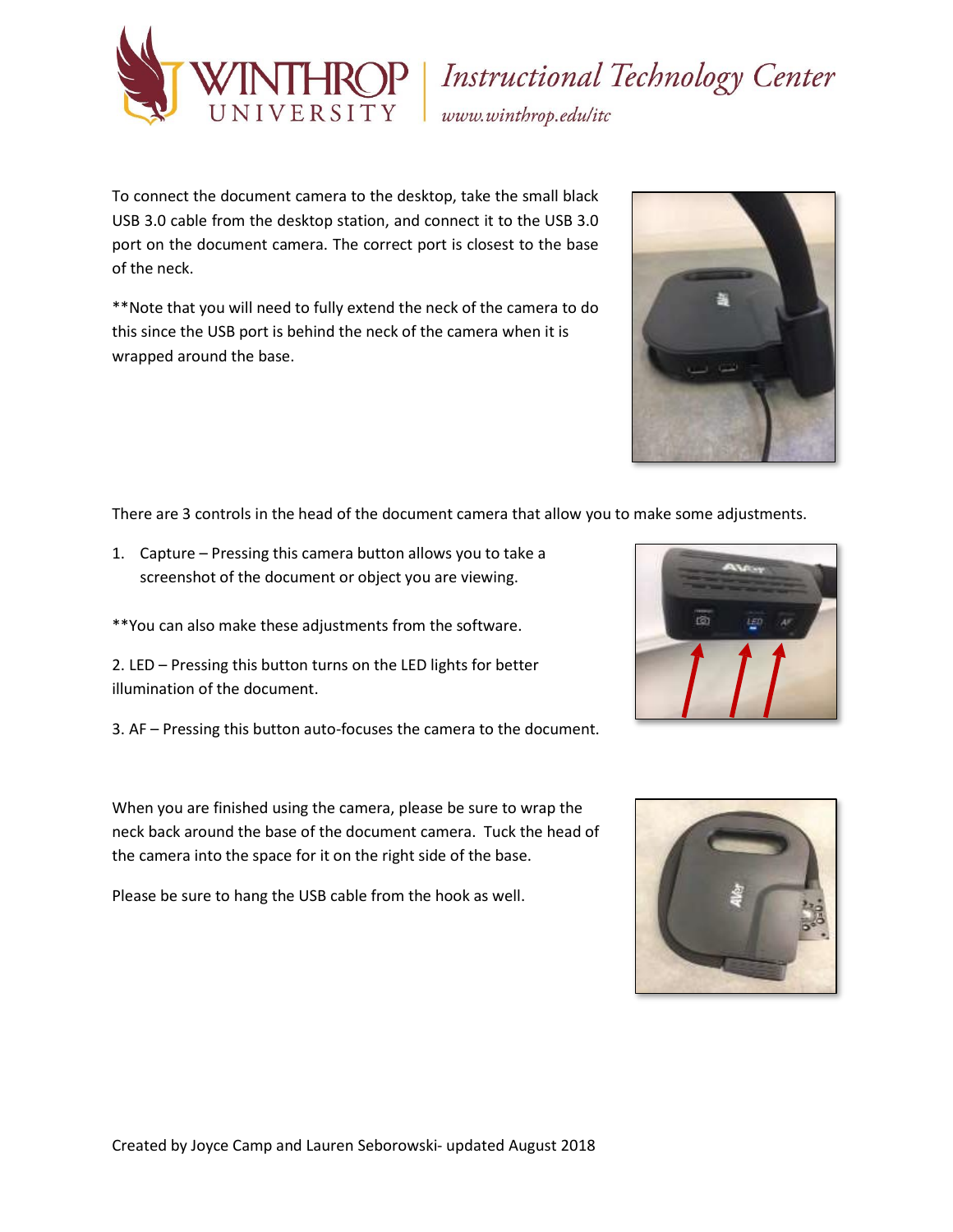To connect the document camera to the desktop, take the small black USB 3.0 cable from the desktop station, and connect it to the USB 3.0 port on the document camera. The correct port is closest to the base of the neck.

**Note that you will need to fully extend the neck of the camera to do this since the USB port is behind the neck of the camera when it is wrapped around the base.

There are 3 controls in the head of the document camera that allow you to make some adjustments.

1. Capture – Pressing this camera button allows you to take a screenshot of the document or object you are viewing.

**You can also make these adjustments from the software.

2. LED – Pressing this button turns on the LED lights for better illumination of the document.

3. AF – Pressing this button auto-focuses the camera to the document.

When you are finished using the camera, please be sure to wrap the neck back around the base of the document camera. Tuck the head of the camera into the space for it on the right side of the base.

Please be sure to hang the USB cable from the hook as well.

Created by Joyce Camp and Lauren Seborowski- updated August 2018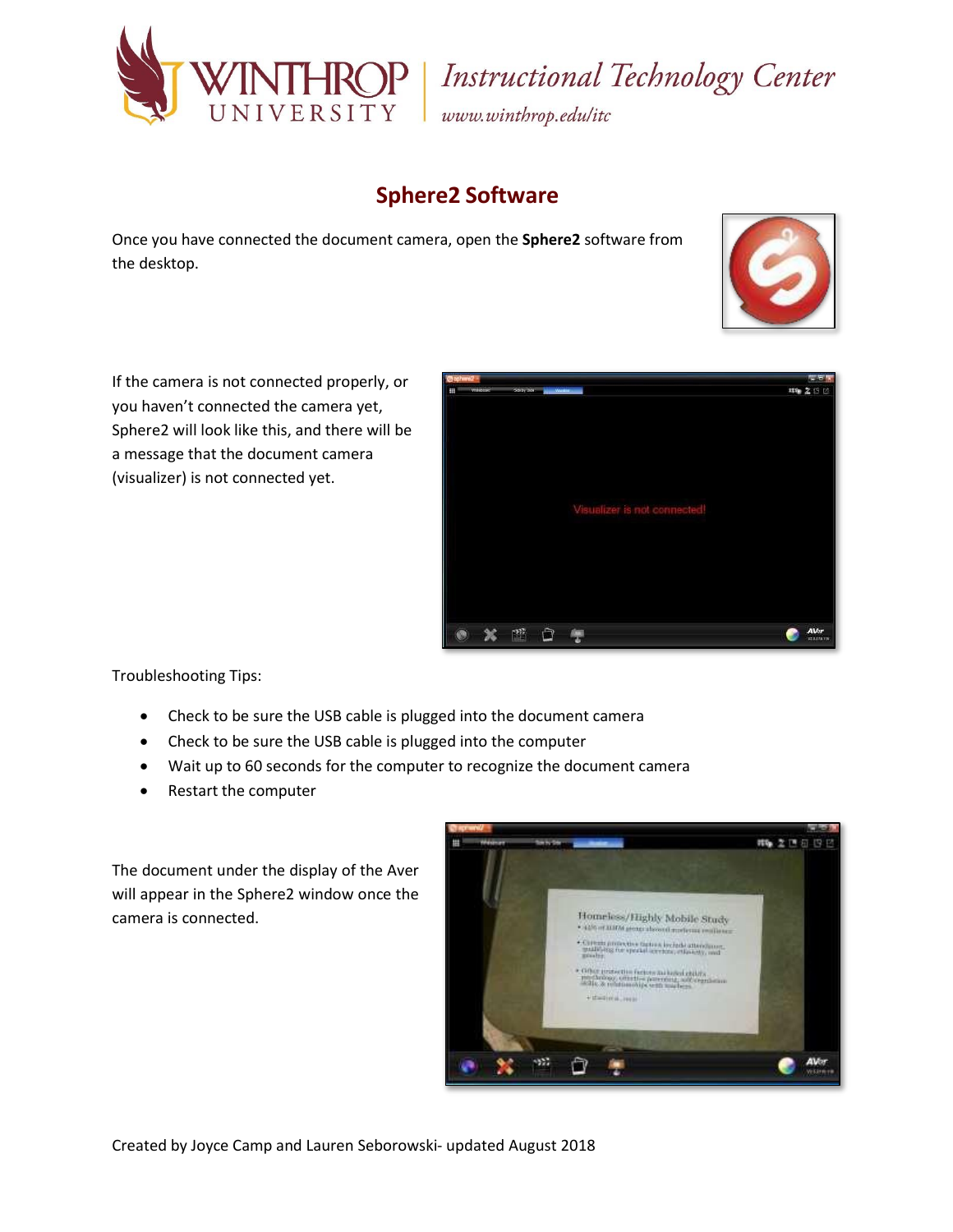## Sphere2 Software

Once you have connected the document camera, open the **Sphere2** software from the desktop.

If the camera is not connected properly, or you haven't connected the camera yet, Sphere2 will look like this, and there will be a message that the document camera (visualizer) is not connected yet.

Troubleshooting Tips:

- Check to be sure the USB cable is plugged into the document camera
- Check to be sure the USB cable is plugged into the computer
- Wait up to 60 seconds for the computer to recognize the document camera
- Restart the computer

The document under the display of the Aver will appear in the Sphere2 window once the camera is connected.

Created by Joyce Camp and Lauren Seborowski- updated August 2018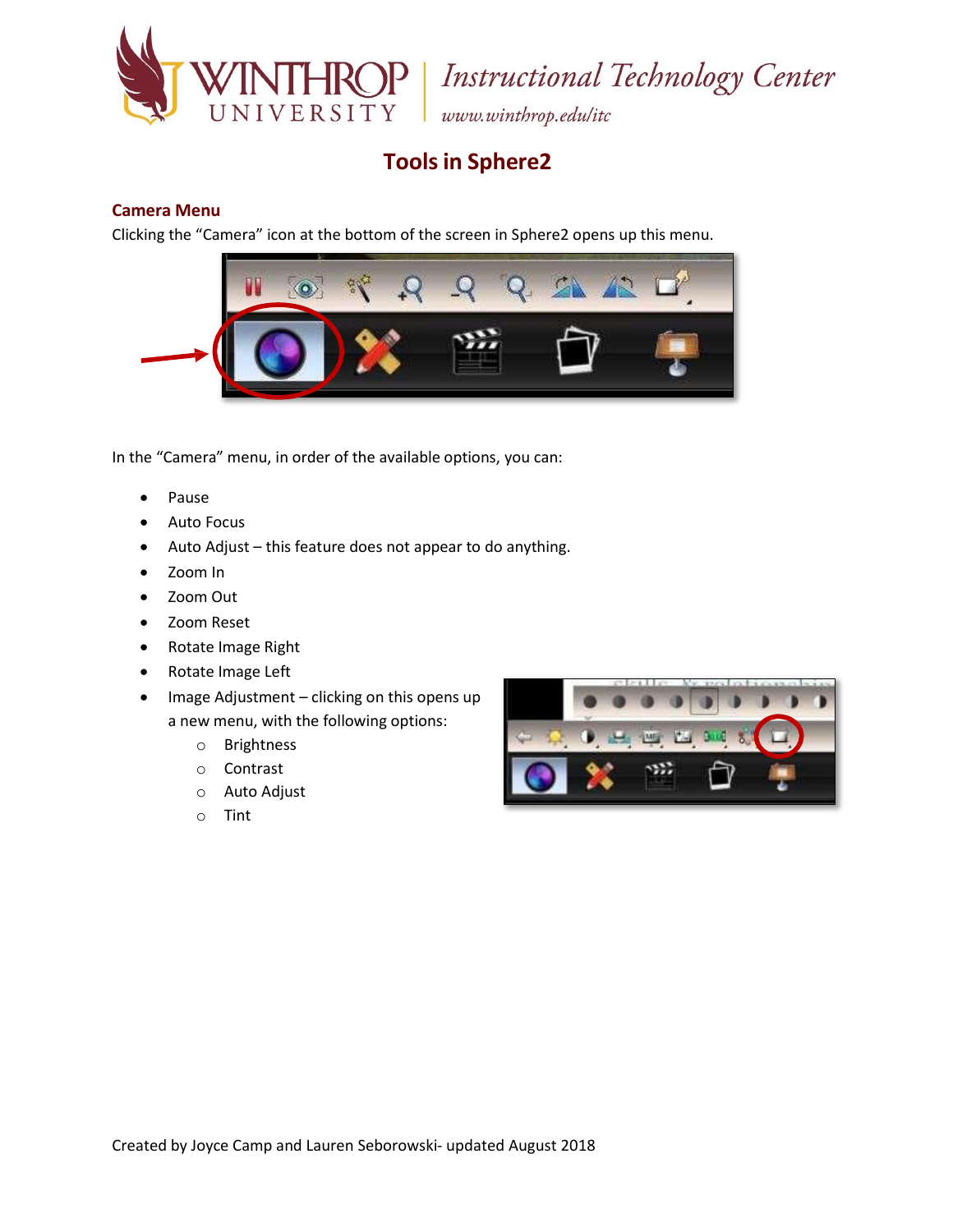# Tools in Sphere2

## Camera Menu

Clicking the "Camera" icon at the bottom of the screen in Sphere2 opens up this menu.

In the "Camera" menu, in order of the available options, you can:

- Pause
- Auto Focus
- Auto Adjust – this feature does not appear to do anything.
- Zoom In
- Zoom Out
- Zoom Reset
- Rotate Image Right
- Rotate Image Left
- Image Adjustment – clicking on this opens up a new menu, with the following options:
  - Brightness
  - Contrast
  - Auto Adjust
  - Tint

Created by Joyce Camp and Lauren Seborowski- updated August 2018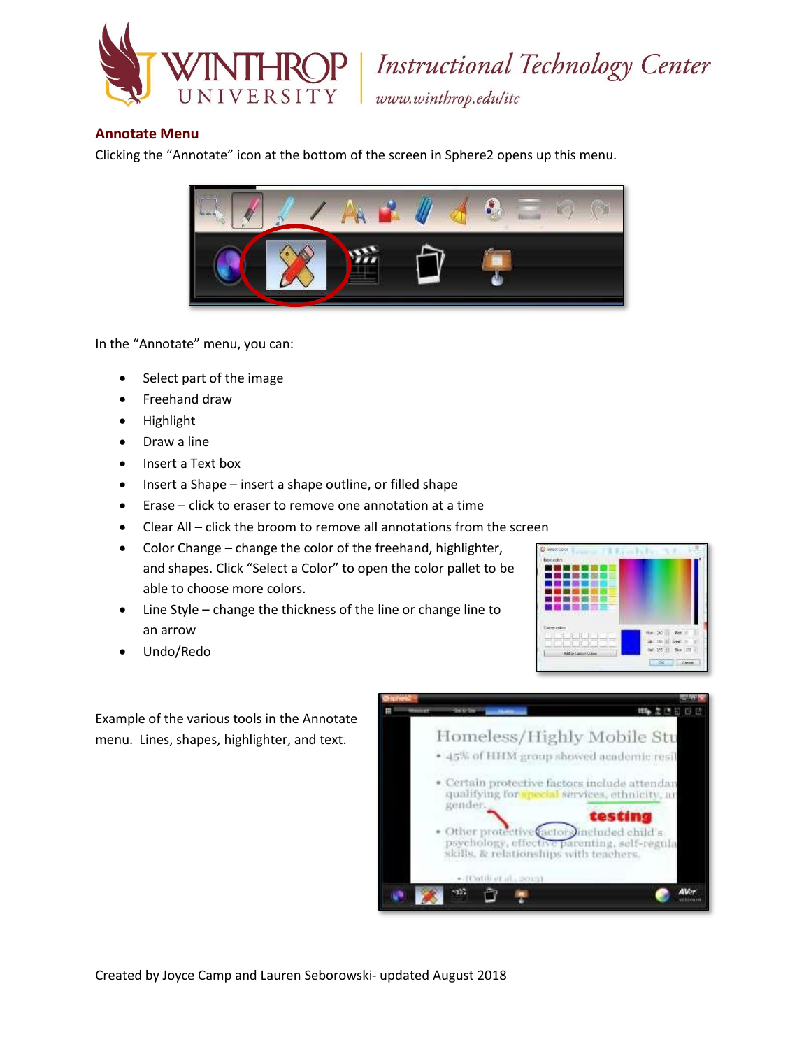## Annotate Menu

Clicking the “Annotate” icon at the bottom of the screen in Sphere2 opens up this menu.

In the “Annotate” menu, you can:

- Select part of the image
- Freehand draw
- Highlight
- Draw a line
- Insert a Text box
- Insert a Shape – insert a shape outline, or filled shape
- Erase – click to eraser to remove one annotation at a time
- Clear All – click the broom to remove all annotations from the screen
- Color Change – change the color of the freehand, highlighter, and shapes. Click “Select a Color” to open the color pallet to be able to choose more colors.
- Line Style – change the thickness of the line or change line to an arrow
- Undo/Redo

Example of the various tools in the Annotate menu. Lines, shapes, highlighter, and text.

Created by Joyce Camp and Lauren Seborowski- updated August 2018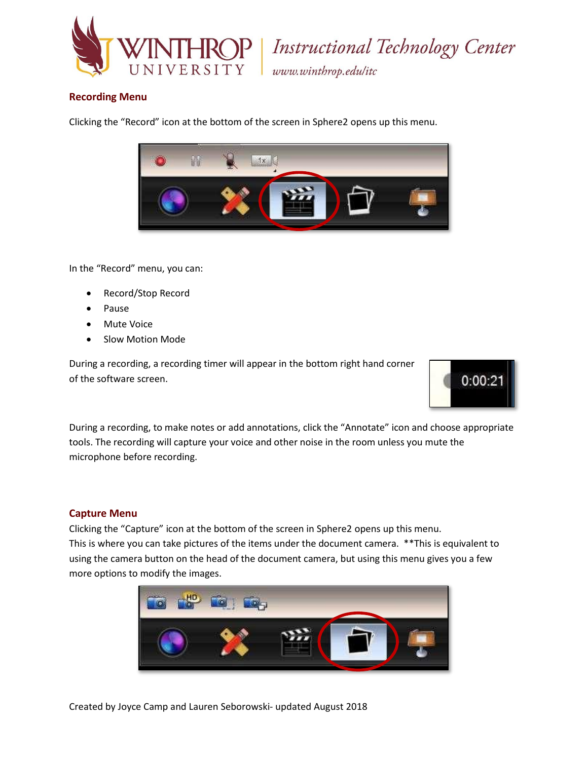## Recording Menu

Clicking the "Record" icon at the bottom of the screen in Sphere2 opens up this menu.

In the "Record" menu, you can:

- Record/Stop Record
- Pause
- Mute Voice
- Slow Motion Mode

During a recording, a recording timer will appear in the bottom right hand corner of the software screen.

During a recording, to make notes or add annotations, click the "Annotate" icon and choose appropriate tools. The recording will capture your voice and other noise in the room unless you mute the microphone before recording.

## Capture Menu

Clicking the "Capture" icon at the bottom of the screen in Sphere2 opens up this menu.
This is where you can take pictures of the items under the document camera. **This is equivalent to using the camera button on the head of the document camera, but using this menu gives you a few more options to modify the images.

Created by Joyce Camp and Lauren Seborowski- updated August 2018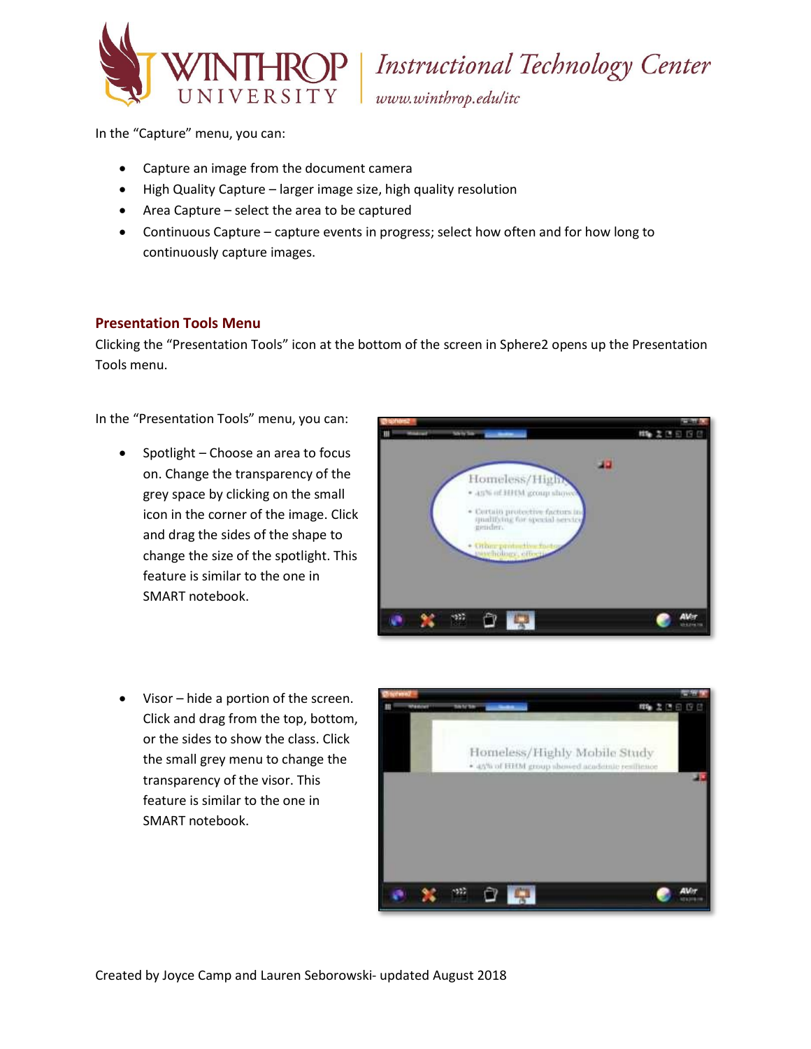In the "Capture" menu, you can:

- Capture an image from the document camera
- High Quality Capture – larger image size, high quality resolution
- Area Capture – select the area to be captured
- Continuous Capture – capture events in progress; select how often and for how long to continuously capture images.

## Presentation Tools Menu

Clicking the "Presentation Tools" icon at the bottom of the screen in Sphere2 opens up the Presentation Tools menu.

In the "Presentation Tools" menu, you can:

- Spotlight – Choose an area to focus on. Change the transparency of the grey space by clicking on the small icon in the corner of the image. Click and drag the sides of the shape to change the size of the spotlight. This feature is similar to the one in SMART notebook.

- Visor – hide a portion of the screen. Click and drag from the top, bottom, or the sides to show the class. Click the small grey menu to change the transparency of the visor. This feature is similar to the one in SMART notebook.

Created by Joyce Camp and Lauren Seborowski- updated August 2018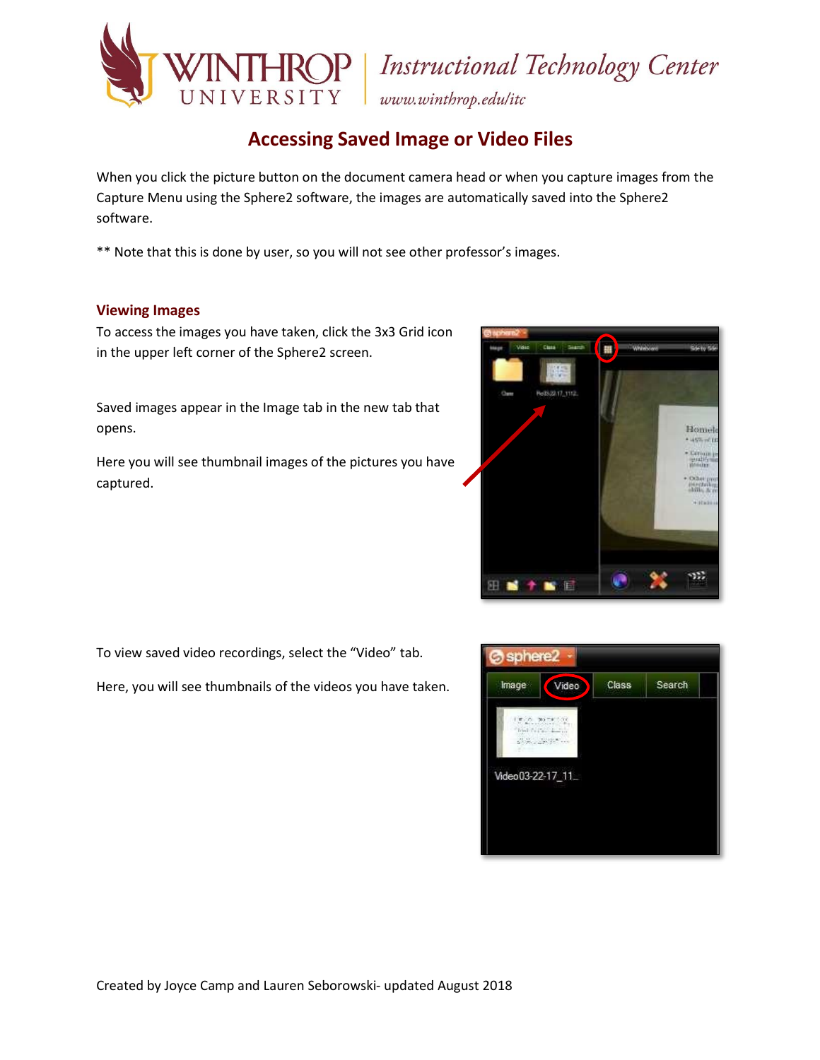# Accessing Saved Image or Video Files

When you click the picture button on the document camera head or when you capture images from the Capture Menu using the Sphere2 software, the images are automatically saved into the Sphere2 software.

** Note that this is done by user, so you will not see other professor's images.

## Viewing Images

To access the images you have taken, click the 3x3 Grid icon in the upper left corner of the Sphere2 screen.

Saved images appear in the Image tab in the new tab that opens.

Here you will see thumbnail images of the pictures you have captured.

To view saved video recordings, select the "Video" tab.

Here, you will see thumbnails of the videos you have taken.

Created by Joyce Camp and Lauren Seborowski- updated August 2018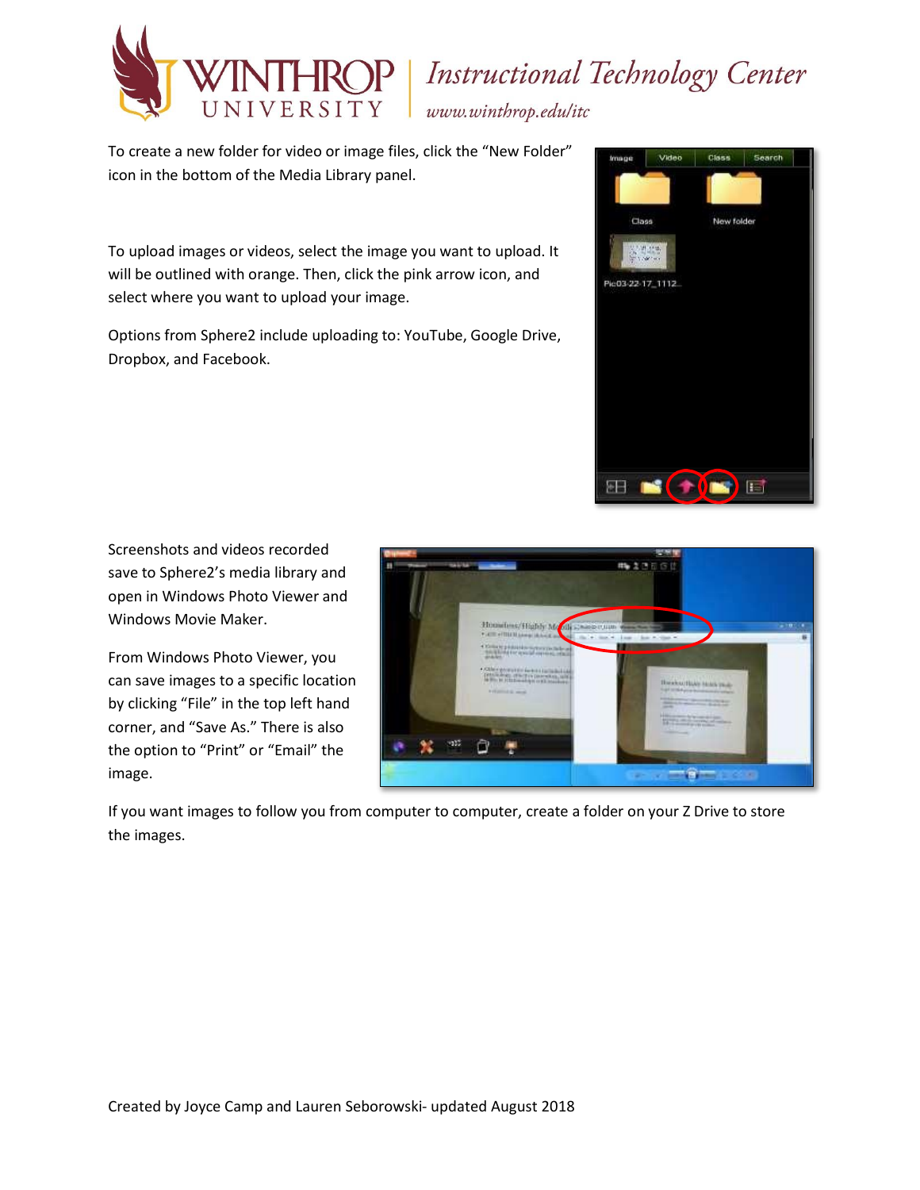To create a new folder for video or image files, click the “New Folder” icon in the bottom of the Media Library panel.

To upload images or videos, select the image you want to upload. It will be outlined with orange. Then, click the pink arrow icon, and select where you want to upload your image.

Options from Sphere2 include uploading to: YouTube, Google Drive, Dropbox, and Facebook.

Screenshots and videos recorded save to Sphere2’s media library and open in Windows Photo Viewer and Windows Movie Maker.

From Windows Photo Viewer, you can save images to a specific location by clicking “File” in the top left hand corner, and “Save As.” There is also the option to “Print” or “Email” the image.

If you want images to follow you from computer to computer, create a folder on your Z Drive to store the images.

Created by Joyce Camp and Lauren Seborowski- updated August 2018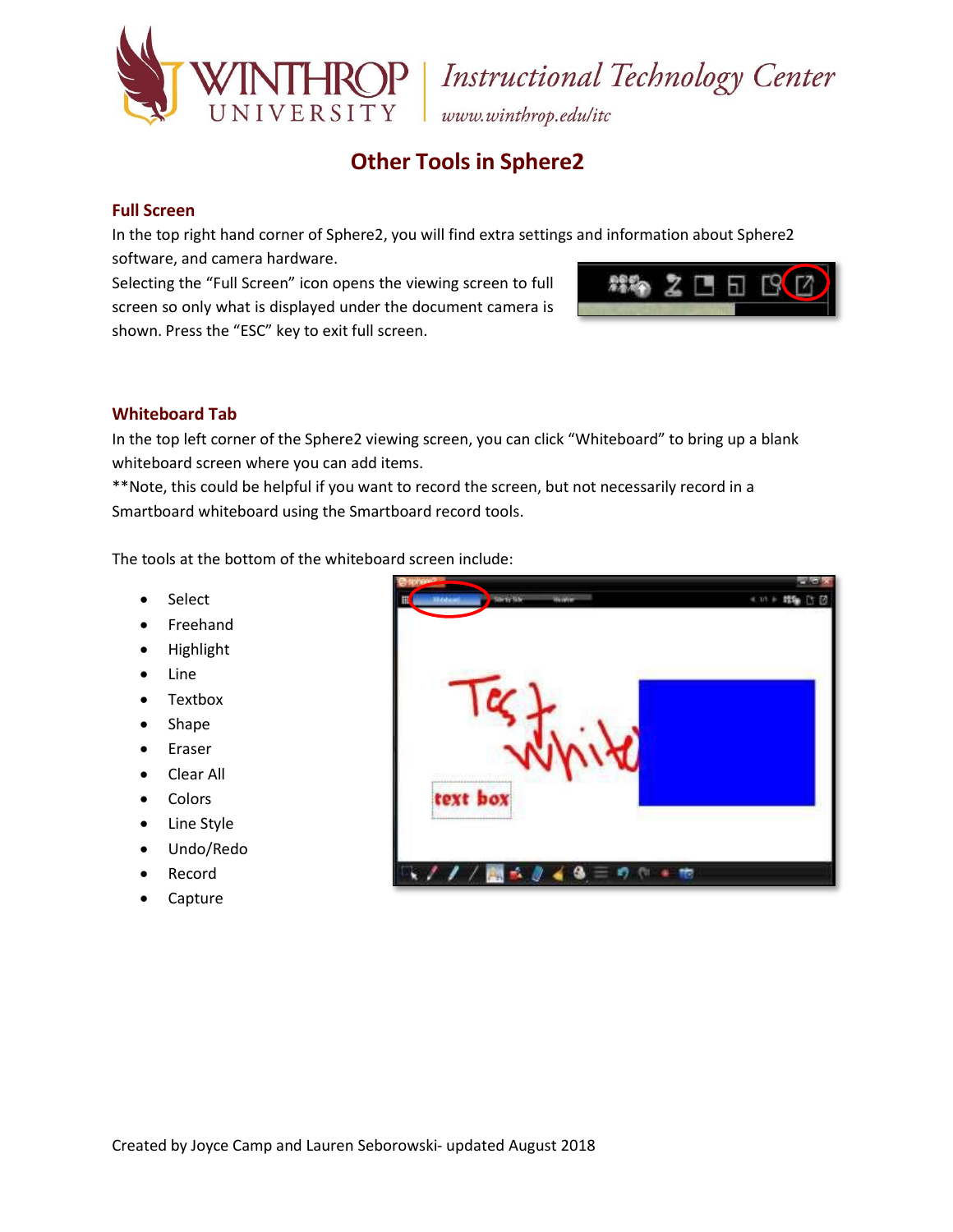# Other Tools in Sphere2

## Full Screen

In the top right hand corner of Sphere2, you will find extra settings and information about Sphere2 software, and camera hardware.

Selecting the "Full Screen" icon opens the viewing screen to full screen so only what is displayed under the document camera is shown. Press the "ESC" key to exit full screen.

## Whiteboard Tab

In the top left corner of the Sphere2 viewing screen, you can click "Whiteboard" to bring up a blank whiteboard screen where you can add items.

**Note, this could be helpful if you want to record the screen, but not necessarily record in a Smartboard whiteboard using the Smartboard record tools.

The tools at the bottom of the whiteboard screen include:

- Select
- Freehand
- Highlight
- Line
- Textbox
- Shape
- Eraser
- Clear All
- Colors
- Line Style
- Undo/Redo
- Record
- Capture

Created by Joyce Camp and Lauren Seborowski- updated August 2018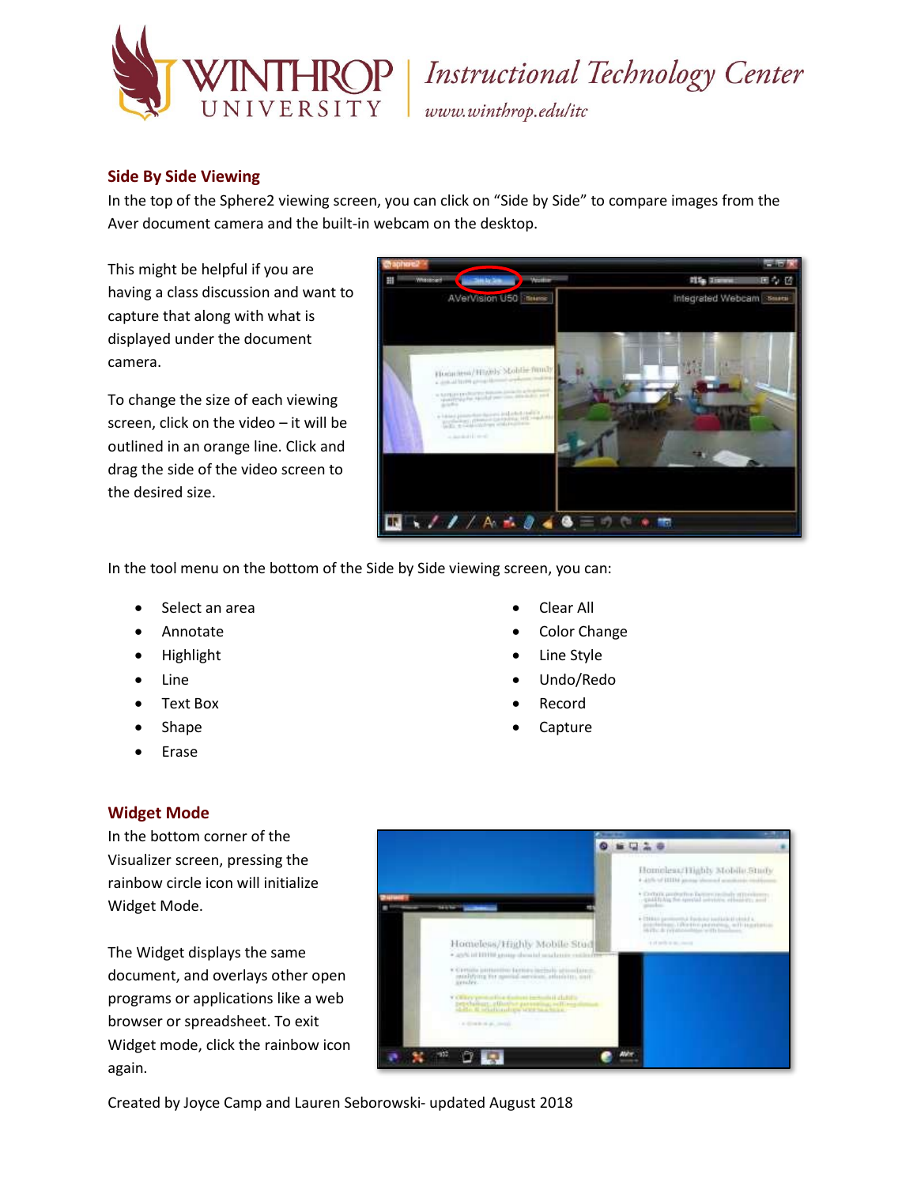## Side By Side Viewing

In the top of the Sphere2 viewing screen, you can click on "Side by Side" to compare images from the Aver document camera and the built-in webcam on the desktop.

This might be helpful if you are having a class discussion and want to capture that along with what is displayed under the document camera.

To change the size of each viewing screen, click on the video – it will be outlined in an orange line. Click and drag the side of the video screen to the desired size.

In the tool menu on the bottom of the Side by Side viewing screen, you can:

- Select an area
- Annotate
- Highlight
- Line
- Text Box
- Shape
- Erase
- Clear All
- Color Change
- Line Style
- Undo/Redo
- Record
- Capture

## Widget Mode

In the bottom corner of the Visualizer screen, pressing the rainbow circle icon will initialize Widget Mode.

The Widget displays the same document, and overlays other open programs or applications like a web browser or spreadsheet. To exit Widget mode, click the rainbow icon again.

Created by Joyce Camp and Lauren Seborowski- updated August 2018